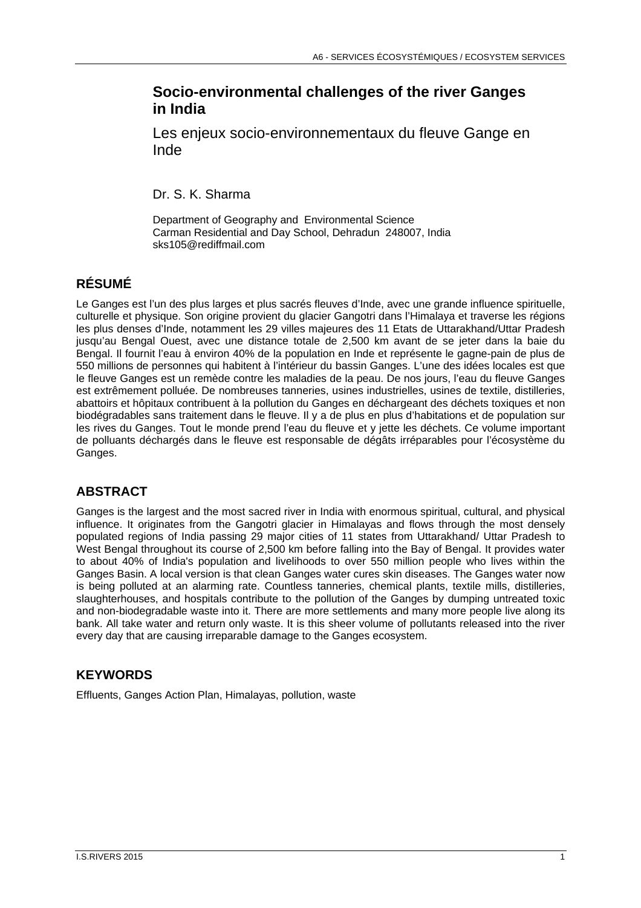# Socio-environmental challenges of the river Ganges in India

## Les enjeux socio-environnementaux du fleuve Gange en Inde

Dr. S. K. Sharma

Department of Geography and Environmental Science
Carman Residential and Day School, Dehradun 248007, India
sks105@rediffmail.com

## RÉSUMÉ

Le Ganges est l'un des plus larges et plus sacrés fleuves d'Inde, avec une grande influence spirituelle, culturelle et physique. Son origine provient du glacier Gangotri dans l'Himalaya et traverse les régions les plus denses d'Inde, notamment les 29 villes majeures des 11 Etats de Uttarakhand/Uttar Pradesh jusqu'au Bengal Ouest, avec une distance totale de 2,500 km avant de se jeter dans la baie du Bengal. Il fournit l'eau à environ 40% de la population en Inde et représente le gagne-pain de plus de 550 millions de personnes qui habitent à l'intérieur du bassin Ganges. L'une des idées locales est que le fleuve Ganges est un remède contre les maladies de la peau. De nos jours, l'eau du fleuve Ganges est extrêmement polluée. De nombreuses tanneries, usines industrielles, usines de textile, distilleries, abattoirs et hôpitaux contribuent à la pollution du Ganges en déchargeant des déchets toxiques et non biodégradables sans traitement dans le fleuve. Il y a de plus en plus d'habitations et de population sur les rives du Ganges. Tout le monde prend l'eau du fleuve et y jette les déchets. Ce volume important de polluants déchargés dans le fleuve est responsable de dégâts irréparables pour l'écosystème du Ganges.

## ABSTRACT

Ganges is the largest and the most sacred river in India with enormous spiritual, cultural, and physical influence. It originates from the Gangotri glacier in Himalayas and flows through the most densely populated regions of India passing 29 major cities of 11 states from Uttarakhand/ Uttar Pradesh to West Bengal throughout its course of 2,500 km before falling into the Bay of Bengal. It provides water to about 40% of India's population and livelihoods to over 550 million people who lives within the Ganges Basin. A local version is that clean Ganges water cures skin diseases. The Ganges water now is being polluted at an alarming rate. Countless tanneries, chemical plants, textile mills, distilleries, slaughterhouses, and hospitals contribute to the pollution of the Ganges by dumping untreated toxic and non-biodegradable waste into it. There are more settlements and many more people live along its bank. All take water and return only waste. It is this sheer volume of pollutants released into the river every day that are causing irreparable damage to the Ganges ecosystem.

## KEYWORDS

Effluents, Ganges Action Plan, Himalayas, pollution, waste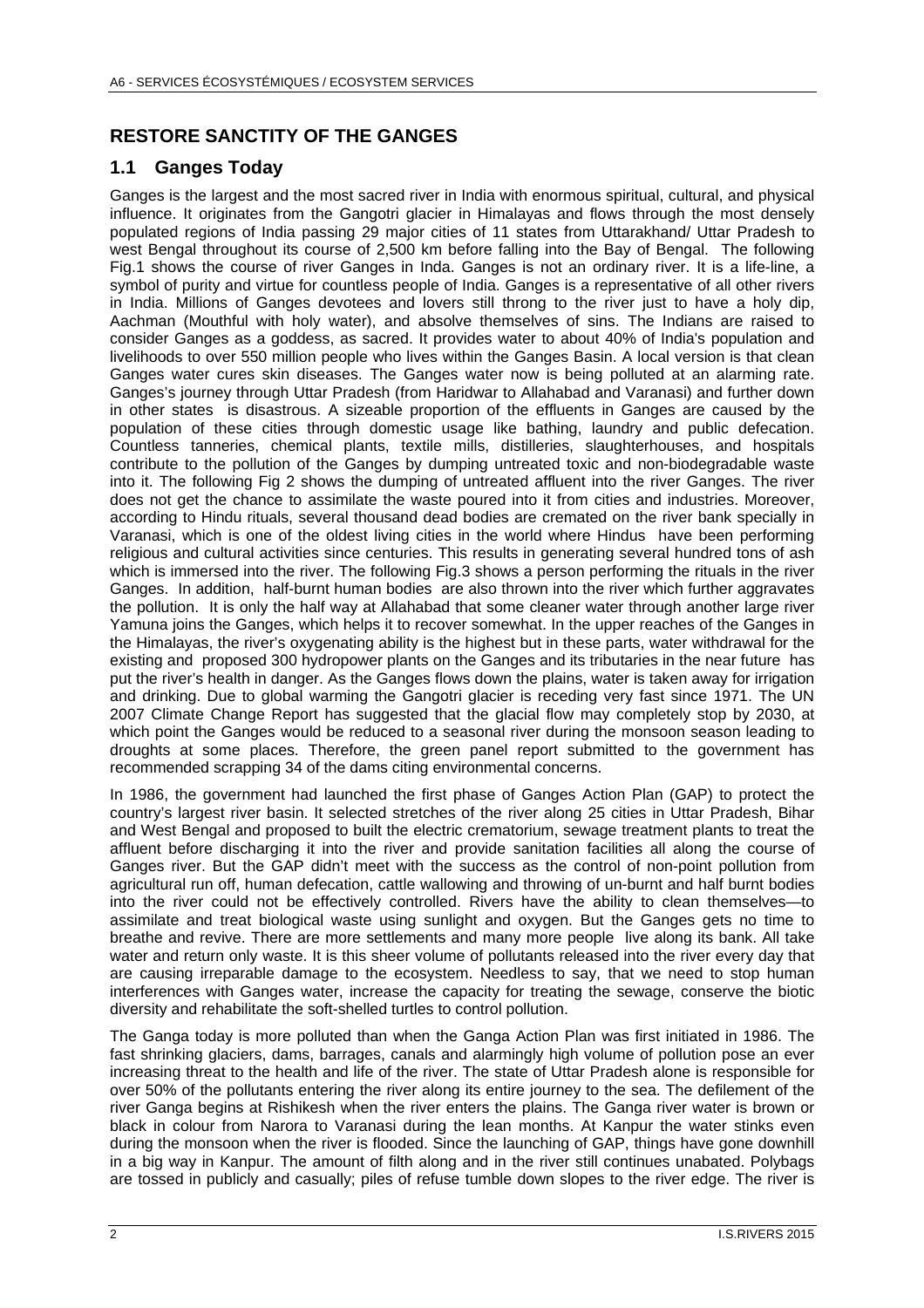## RESTORE SANCTITY OF THE GANGES

### 1.1 Ganges Today

Ganges is the largest and the most sacred river in India with enormous spiritual, cultural, and physical influence. It originates from the Gangotri glacier in Himalayas and flows through the most densely populated regions of India passing 29 major cities of 11 states from Uttarakhand/ Uttar Pradesh to west Bengal throughout its course of 2,500 km before falling into the Bay of Bengal. The following Fig.1 shows the course of river Ganges in Inda. Ganges is not an ordinary river. It is a life-line, a symbol of purity and virtue for countless people of India. Ganges is a representative of all other rivers in India. Millions of Ganges devotees and lovers still throng to the river just to have a holy dip, Aachman (Mouthful with holy water), and absolve themselves of sins. The Indians are raised to consider Ganges as a goddess, as sacred. It provides water to about 40% of India's population and livelihoods to over 550 million people who lives within the Ganges Basin. A local version is that clean Ganges water cures skin diseases. The Ganges water now is being polluted at an alarming rate. Ganges's journey through Uttar Pradesh (from Haridwar to Allahabad and Varanasi) and further down in other states is disastrous. A sizeable proportion of the effluents in Ganges are caused by the population of these cities through domestic usage like bathing, laundry and public defecation. Countless tanneries, chemical plants, textile mills, distilleries, slaughterhouses, and hospitals contribute to the pollution of the Ganges by dumping untreated toxic and non-biodegradable waste into it. The following Fig 2 shows the dumping of untreated affluent into the river Ganges. The river does not get the chance to assimilate the waste poured into it from cities and industries. Moreover, according to Hindu rituals, several thousand dead bodies are cremated on the river bank specially in Varanasi, which is one of the oldest living cities in the world where Hindus have been performing religious and cultural activities since centuries. This results in generating several hundred tons of ash which is immersed into the river. The following Fig.3 shows a person performing the rituals in the river Ganges. In addition, half-burnt human bodies are also thrown into the river which further aggravates the pollution. It is only the half way at Allahabad that some cleaner water through another large river Yamuna joins the Ganges, which helps it to recover somewhat. In the upper reaches of the Ganges in the Himalayas, the river's oxygenating ability is the highest but in these parts, water withdrawal for the existing and proposed 300 hydropower plants on the Ganges and its tributaries in the near future has put the river's health in danger. As the Ganges flows down the plains, water is taken away for irrigation and drinking. Due to global warming the Gangotri glacier is receding very fast since 1971. The UN 2007 Climate Change Report has suggested that the glacial flow may completely stop by 2030, at which point the Ganges would be reduced to a seasonal river during the monsoon season leading to droughts at some places. Therefore, the green panel report submitted to the government has recommended scrapping 34 of the dams citing environmental concerns.

In 1986, the government had launched the first phase of Ganges Action Plan (GAP) to protect the country's largest river basin. It selected stretches of the river along 25 cities in Uttar Pradesh, Bihar and West Bengal and proposed to built the electric crematorium, sewage treatment plants to treat the affluent before discharging it into the river and provide sanitation facilities all along the course of Ganges river. But the GAP didn't meet with the success as the control of non-point pollution from agricultural run off, human defecation, cattle wallowing and throwing of un-burnt and half burnt bodies into the river could not be effectively controlled. Rivers have the ability to clean themselves—to assimilate and treat biological waste using sunlight and oxygen. But the Ganges gets no time to breathe and revive. There are more settlements and many more people live along its bank. All take water and return only waste. It is this sheer volume of pollutants released into the river every day that are causing irreparable damage to the ecosystem. Needless to say, that we need to stop human interferences with Ganges water, increase the capacity for treating the sewage, conserve the biotic diversity and rehabilitate the soft-shelled turtles to control pollution.

The Ganga today is more polluted than when the Ganga Action Plan was first initiated in 1986. The fast shrinking glaciers, dams, barrages, canals and alarmingly high volume of pollution pose an ever increasing threat to the health and life of the river. The state of Uttar Pradesh alone is responsible for over 50% of the pollutants entering the river along its entire journey to the sea. The defilement of the river Ganga begins at Rishikesh when the river enters the plains. The Ganga river water is brown or black in colour from Narora to Varanasi during the lean months. At Kanpur the water stinks even during the monsoon when the river is flooded. Since the launching of GAP, things have gone downhill in a big way in Kanpur. The amount of filth along and in the river still continues unabated. Polybags are tossed in publicly and casually; piles of refuse tumble down slopes to the river edge. The river is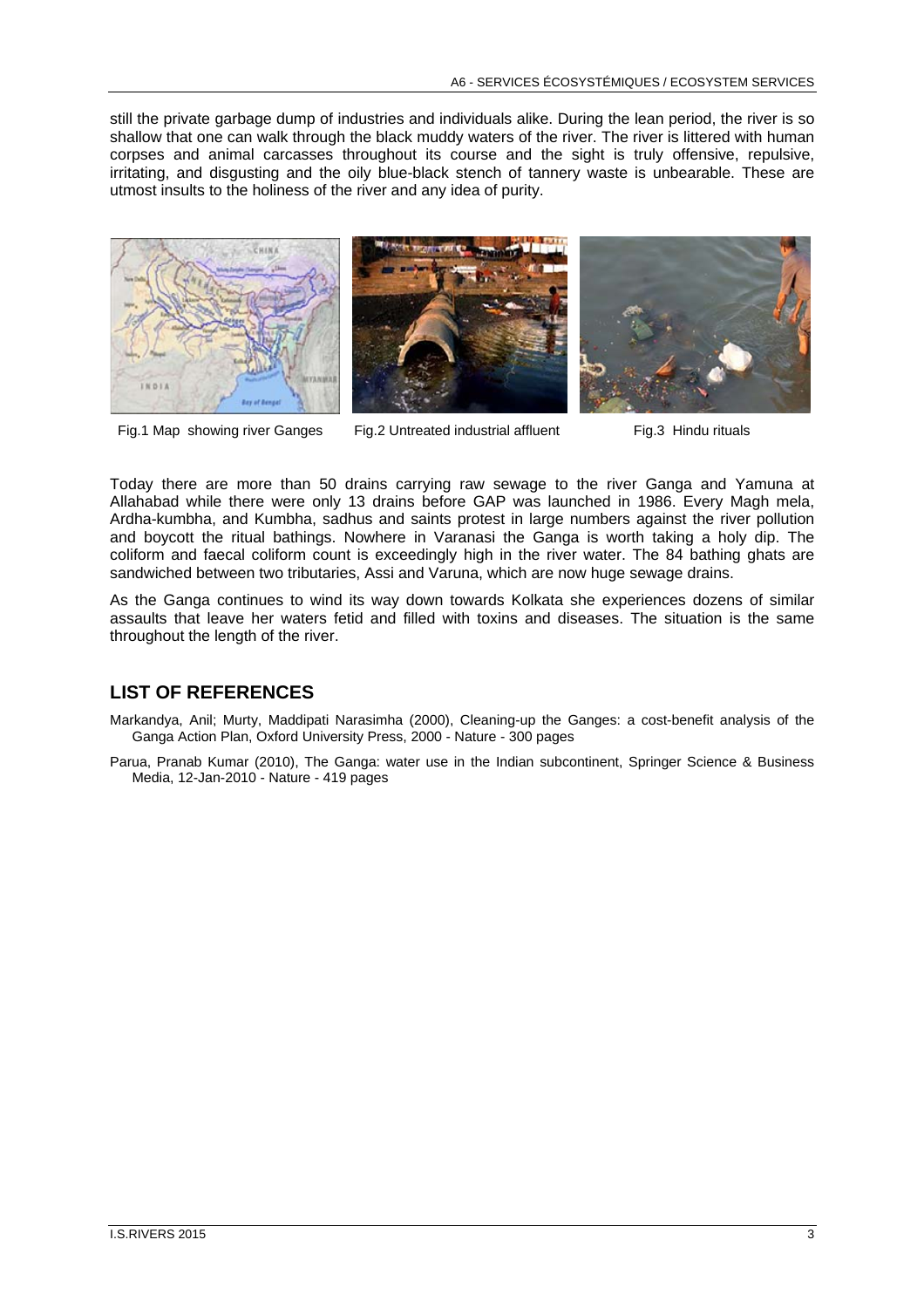still the private garbage dump of industries and individuals alike. During the lean period, the river is so shallow that one can walk through the black muddy waters of the river. The river is littered with human corpses and animal carcasses throughout its course and the sight is truly offensive, repulsive, irritating, and disgusting and the oily blue-black stench of tannery waste is unbearable. These are utmost insults to the holiness of the river and any idea of purity.

Fig.1 Map showing river Ganges

Fig.2 Untreated industrial affluent

Fig.3 Hindu rituals

Today there are more than 50 drains carrying raw sewage to the river Ganga and Yamuna at Allahabad while there were only 13 drains before GAP was launched in 1986. Every Magh mela, Ardha-kumbha, and Kumbha, sadhus and saints protest in large numbers against the river pollution and boycott the ritual bathings. Nowhere in Varanasi the Ganga is worth taking a holy dip. The coliform and faecal coliform count is exceedingly high in the river water. The 84 bathing ghats are sandwiched between two tributaries, Assi and Varuna, which are now huge sewage drains.

As the Ganga continues to wind its way down towards Kolkata she experiences dozens of similar assaults that leave her waters fetid and filled with toxins and diseases. The situation is the same throughout the length of the river.

## LIST OF REFERENCES

Markandya, Anil; Murty, Maddipati Narasimha (2000), Cleaning-up the Ganges: a cost-benefit analysis of the Ganga Action Plan, Oxford University Press, 2000 - Nature - 300 pages

Parua, Pranab Kumar (2010), The Ganga: water use in the Indian subcontinent, Springer Science & Business Media, 12-Jan-2010 - Nature - 419 pages